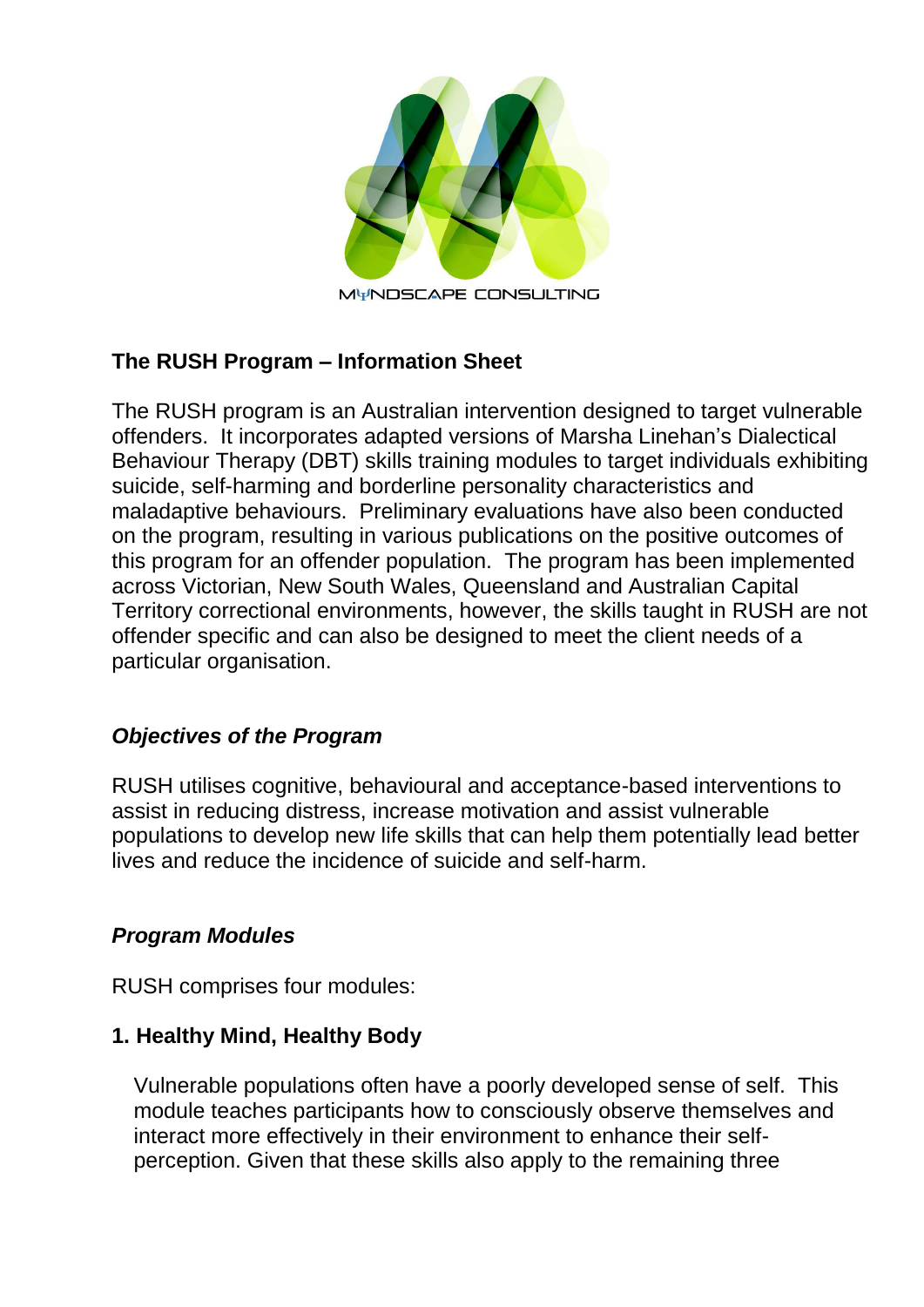MΨNDSCAPE CONSULTING

## The RUSH Program – Information Sheet

The RUSH program is an Australian intervention designed to target vulnerable offenders. It incorporates adapted versions of Marsha Linehan's Dialectical Behaviour Therapy (DBT) skills training modules to target individuals exhibiting suicide, self-harming and borderline personality characteristics and maladaptive behaviours. Preliminary evaluations have also been conducted on the program, resulting in various publications on the positive outcomes of this program for an offender population. The program has been implemented across Victorian, New South Wales, Queensland and Australian Capital Territory correctional environments, however, the skills taught in RUSH are not offender specific and can also be designed to meet the client needs of a particular organisation.

### *Objectives of the Program*

RUSH utilises cognitive, behavioural and acceptance-based interventions to assist in reducing distress, increase motivation and assist vulnerable populations to develop new life skills that can help them potentially lead better lives and reduce the incidence of suicide and self-harm.

### *Program Modules*

RUSH comprises four modules:

**1. Healthy Mind, Healthy Body**

Vulnerable populations often have a poorly developed sense of self. This module teaches participants how to consciously observe themselves and interact more effectively in their environment to enhance their self-perception. Given that these skills also apply to the remaining three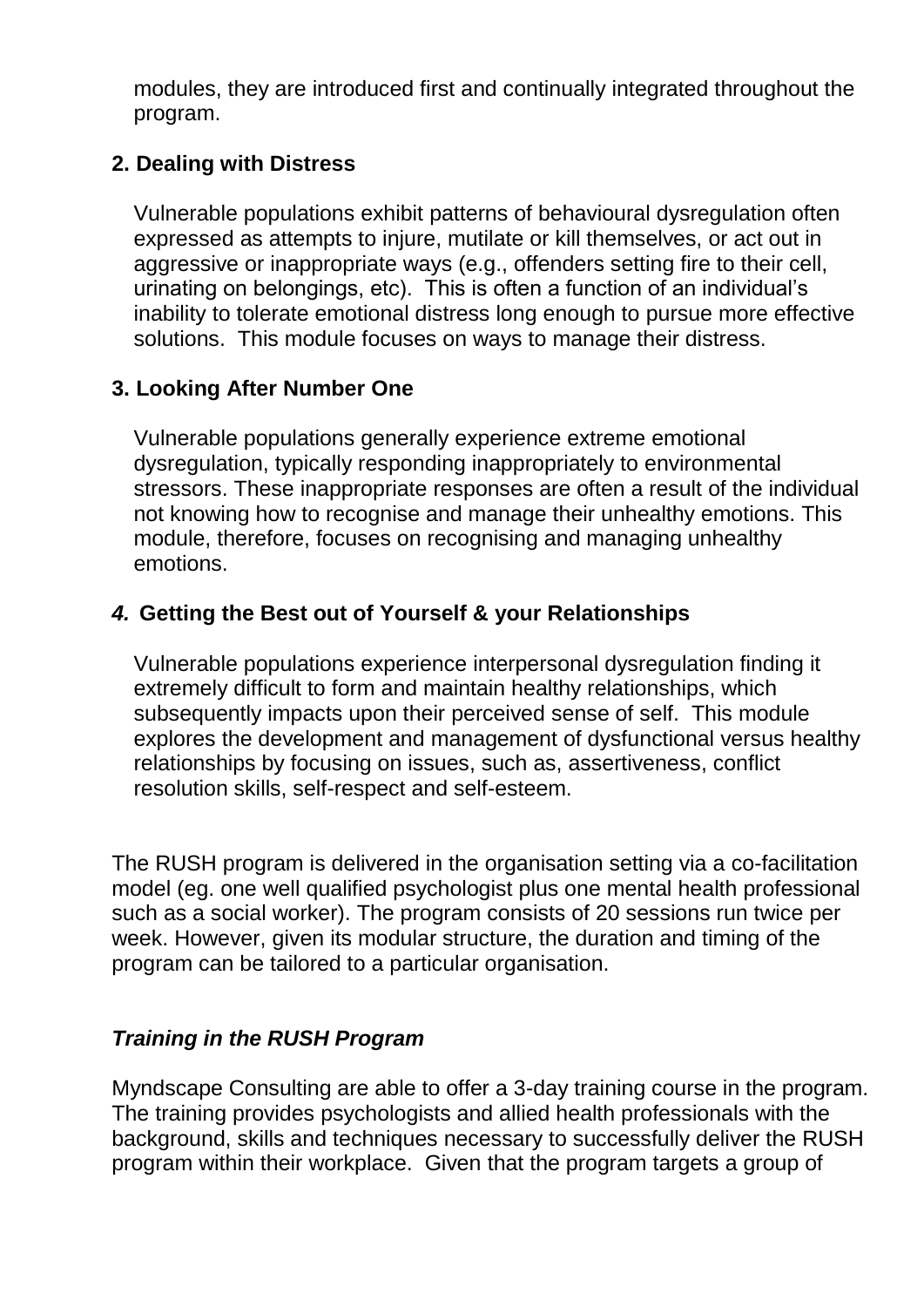modules, they are introduced first and continually integrated throughout the program.

**2. Dealing with Distress**

Vulnerable populations exhibit patterns of behavioural dysregulation often expressed as attempts to injure, mutilate or kill themselves, or act out in aggressive or inappropriate ways (e.g., offenders setting fire to their cell, urinating on belongings, etc). This is often a function of an individual's inability to tolerate emotional distress long enough to pursue more effective solutions. This module focuses on ways to manage their distress.

**3. Looking After Number One**

Vulnerable populations generally experience extreme emotional dysregulation, typically responding inappropriately to environmental stressors. These inappropriate responses are often a result of the individual not knowing how to recognise and manage their unhealthy emotions. This module, therefore, focuses on recognising and managing unhealthy emotions.

***4.* Getting the Best out of Yourself & your Relationships**

Vulnerable populations experience interpersonal dysregulation finding it extremely difficult to form and maintain healthy relationships, which subsequently impacts upon their perceived sense of self. This module explores the development and management of dysfunctional versus healthy relationships by focusing on issues, such as, assertiveness, conflict resolution skills, self-respect and self-esteem.

The RUSH program is delivered in the organisation setting via a co-facilitation model (eg. one well qualified psychologist plus one mental health professional such as a social worker). The program consists of 20 sessions run twice per week. However, given its modular structure, the duration and timing of the program can be tailored to a particular organisation.

***Training in the RUSH Program***

Myndscape Consulting are able to offer a 3-day training course in the program. The training provides psychologists and allied health professionals with the background, skills and techniques necessary to successfully deliver the RUSH program within their workplace. Given that the program targets a group of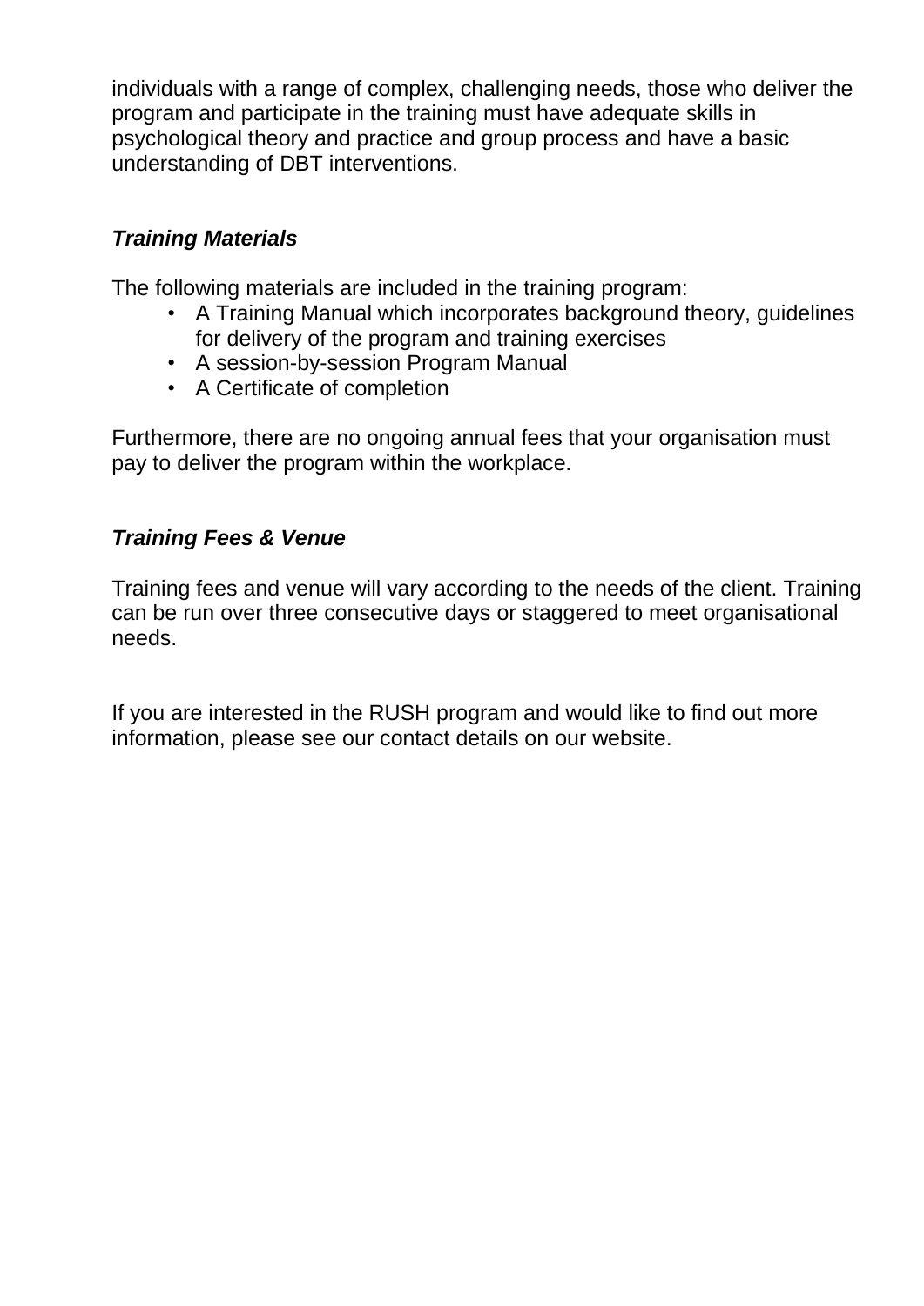individuals with a range of complex, challenging needs, those who deliver the program and participate in the training must have adequate skills in psychological theory and practice and group process and have a basic understanding of DBT interventions.

***Training Materials***

The following materials are included in the training program:

- A Training Manual which incorporates background theory, guidelines for delivery of the program and training exercises
- A session-by-session Program Manual
- A Certificate of completion

Furthermore, there are no ongoing annual fees that your organisation must pay to deliver the program within the workplace.

***Training Fees & Venue***

Training fees and venue will vary according to the needs of the client. Training can be run over three consecutive days or staggered to meet organisational needs.

If you are interested in the RUSH program and would like to find out more information, please see our contact details on our website.